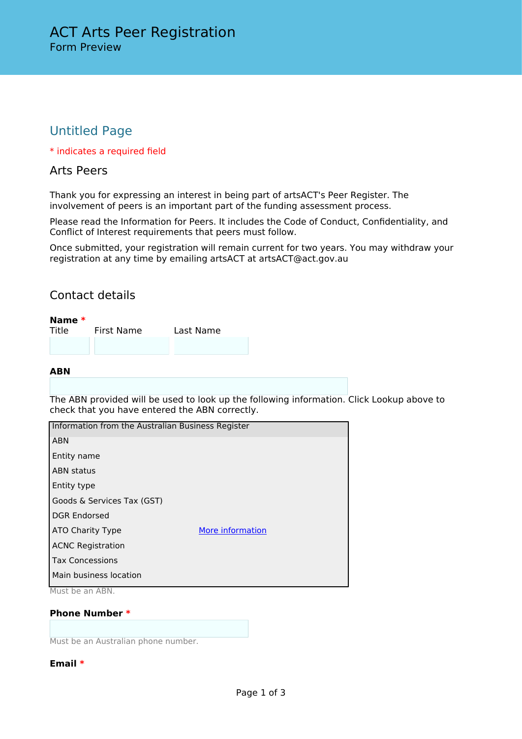# ACT Arts Peer Registration

Form Preview

## Untitled Page

\* indicates a required field

### Arts Peers

Thank you for expressing an interest in being part of artsACT's Peer Register. The involvement of peers is an important part of the funding assessment process.

Please read the Information for Peers. It includes the Code of Conduct, Confidentiality, and Conflict of Interest requirements that peers must follow.

Once submitted, your registration will remain current for two years. You may withdraw your registration at any time by emailing artsACT at artsACT@act.gov.au

### Contact details

**Name** *

| Title | First Name | Last Name |
|---|---|---|
| | | |

**ABN**

The ABN provided will be used to look up the following information. Click Lookup above to check that you have entered the ABN correctly.

| Information from the Australian Business Register | |
|---|---|
| ABN | |
| Entity name | |
| ABN status | |
| Entity type | |
| Goods & Services Tax (GST) | |
| DGR Endorsed | |
| ATO Charity Type | More information |
| ACNC Registration | |
| Tax Concessions | |
| Main business location | |

Must be an ABN.

**Phone Number** *

Must be an Australian phone number.

**Email** *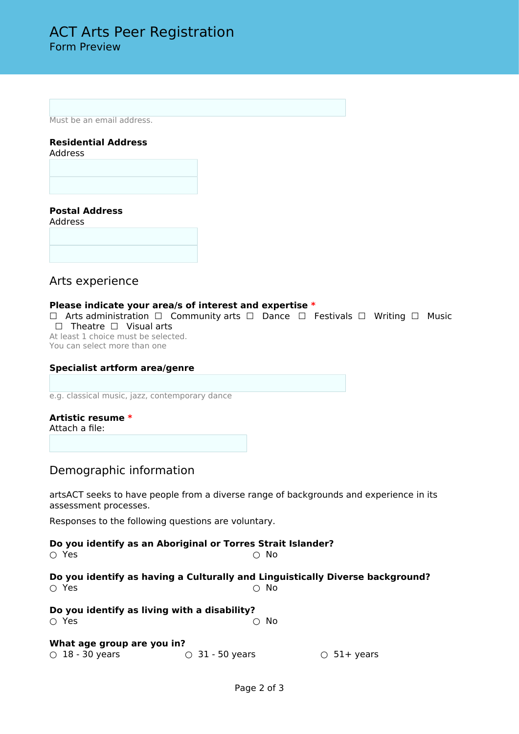# ACT Arts Peer Registration
Form Preview

Must be an email address.

**Residential Address**
Address

**Postal Address**
Address

## Arts experience

**Please indicate your area/s of interest and expertise** *

☐ Arts administration ☐ Community arts ☐ Dance ☐ Festivals ☐ Writing ☐ Music ☐ Theatre ☐ Visual arts

At least 1 choice must be selected.
You can select more than one

**Specialist artform area/genre**

e.g. classical music, jazz, contemporary dance

**Artistic resume** *
Attach a file:

## Demographic information

artsACT seeks to have people from a diverse range of backgrounds and experience in its assessment processes.

Responses to the following questions are voluntary.

**Do you identify as an Aboriginal or Torres Strait Islander?**
○ Yes ○ No

**Do you identify as having a Culturally and Linguistically Diverse background?**
○ Yes ○ No

**Do you identify as living with a disability?**
○ Yes ○ No

**What age group are you in?**
○ 18 - 30 years ○ 31 - 50 years ○ 51+ years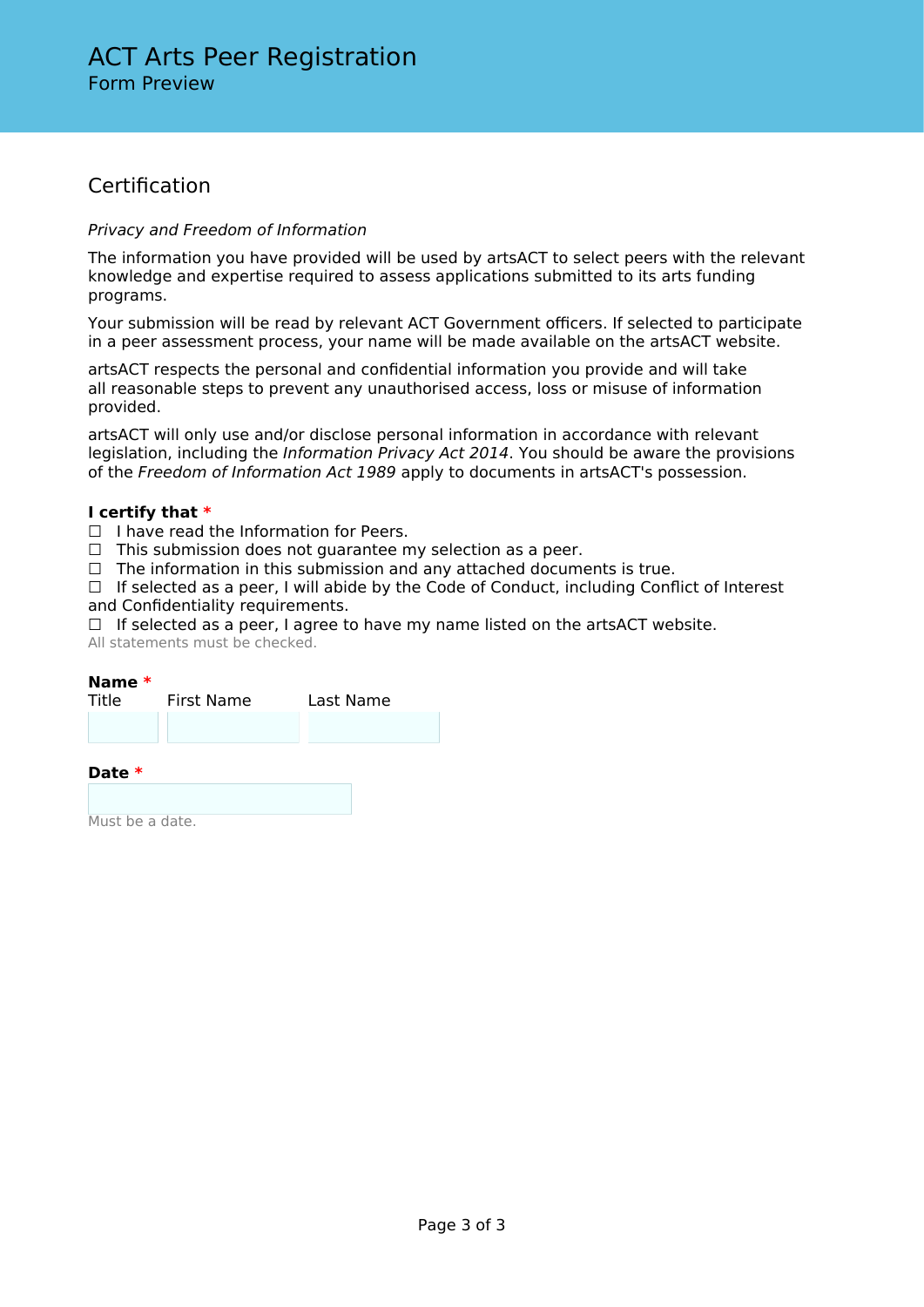# ACT Arts Peer Registration

Form Preview

## Certification

*Privacy and Freedom of Information*

The information you have provided will be used by artsACT to select peers with the relevant knowledge and expertise required to assess applications submitted to its arts funding programs.

Your submission will be read by relevant ACT Government officers. If selected to participate in a peer assessment process, your name will be made available on the artsACT website.

artsACT respects the personal and confidential information you provide and will take all reasonable steps to prevent any unauthorised access, loss or misuse of information provided.

artsACT will only use and/or disclose personal information in accordance with relevant legislation, including the *Information Privacy Act 2014*. You should be aware the provisions of the *Freedom of Information Act 1989* apply to documents in artsACT's possession.

**I certify that** *

☐ I have read the Information for Peers.
☐ This submission does not guarantee my selection as a peer.
☐ The information in this submission and any attached documents is true.
☐ If selected as a peer, I will abide by the Code of Conduct, including Conflict of Interest and Confidentiality requirements.
☐ If selected as a peer, I agree to have my name listed on the artsACT website.

All statements must be checked.

**Name** *

| Title | First Name | Last Name |
|---|---|---|
| | | |

**Date** *

Must be a date.